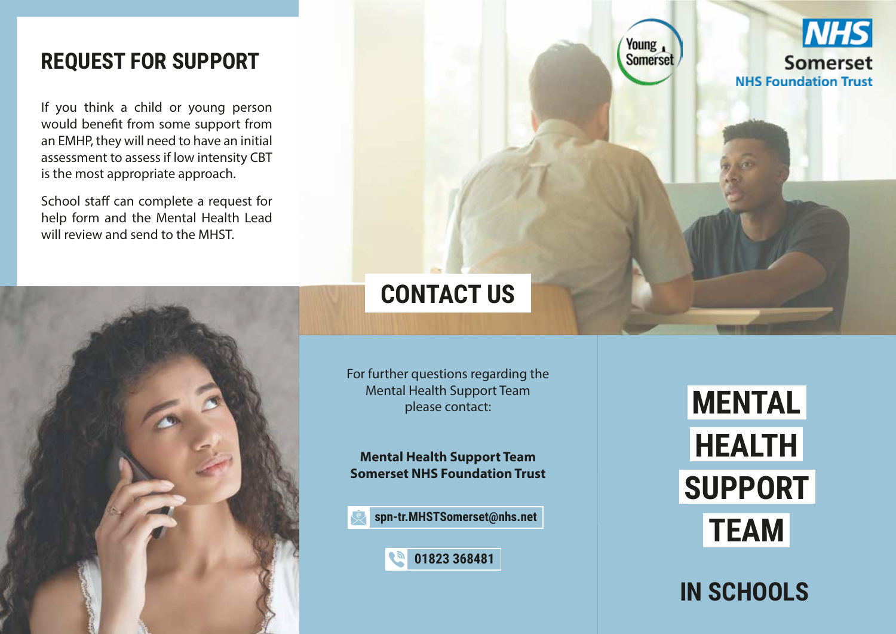## REQUEST FOR SUPPORT

If you think a child or young person would benefit from some support from an EMHP, they will need to have an initial assessment to assess if low intensity CBT is the most appropriate approach.

School staff can complete a request for help form and the Mental Health Lead will review and send to the MHST.

## CONTACT US

For further questions regarding the Mental Health Support Team please contact:

**Mental Health Support Team**
**Somerset NHS Foundation Trust**

**spn-tr.MHSTSomerset@nhs.net**

**01823 368481**

Young Somerset

NHS Somerset NHS Foundation Trust

# MENTAL HEALTH SUPPORT TEAM

## IN SCHOOLS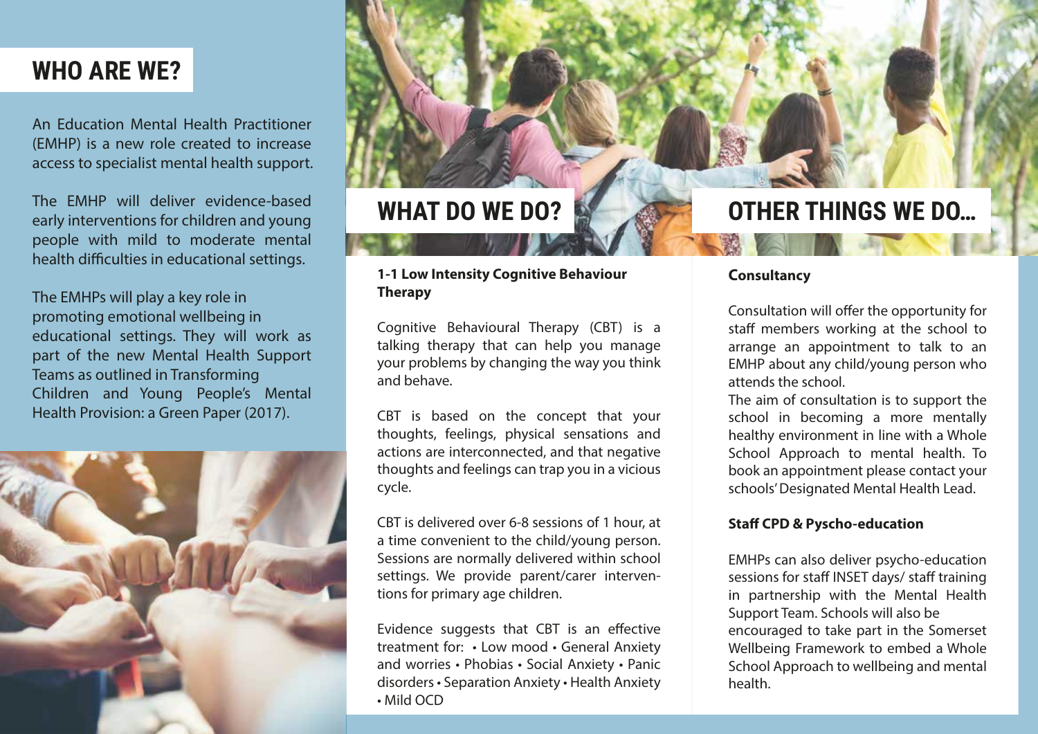## WHO ARE WE?

An Education Mental Health Practitioner (EMHP) is a new role created to increase access to specialist mental health support.

The EMHP will deliver evidence-based early interventions for children and young people with mild to moderate mental health difficulties in educational settings.

The EMHPs will play a key role in promoting emotional wellbeing in educational settings. They will work as part of the new Mental Health Support Teams as outlined in Transforming Children and Young People's Mental Health Provision: a Green Paper (2017).

## WHAT DO WE DO?

**1-1 Low Intensity Cognitive Behaviour Therapy**

Cognitive Behavioural Therapy (CBT) is a talking therapy that can help you manage your problems by changing the way you think and behave.

CBT is based on the concept that your thoughts, feelings, physical sensations and actions are interconnected, and that negative thoughts and feelings can trap you in a vicious cycle.

CBT is delivered over 6-8 sessions of 1 hour, at a time convenient to the child/young person. Sessions are normally delivered within school settings. We provide parent/carer interventions for primary age children.

Evidence suggests that CBT is an effective treatment for: • Low mood • General Anxiety and worries • Phobias • Social Anxiety • Panic disorders • Separation Anxiety • Health Anxiety • Mild OCD

## OTHER THINGS WE DO...

**Consultancy**

Consultation will offer the opportunity for staff members working at the school to arrange an appointment to talk to an EMHP about any child/young person who attends the school.

The aim of consultation is to support the school in becoming a more mentally healthy environment in line with a Whole School Approach to mental health. To book an appointment please contact your schools' Designated Mental Health Lead.

**Staff CPD & Pyscho-education**

EMHPs can also deliver psycho-education sessions for staff INSET days/ staff training in partnership with the Mental Health Support Team. Schools will also be encouraged to take part in the Somerset Wellbeing Framework to embed a Whole School Approach to wellbeing and mental health.